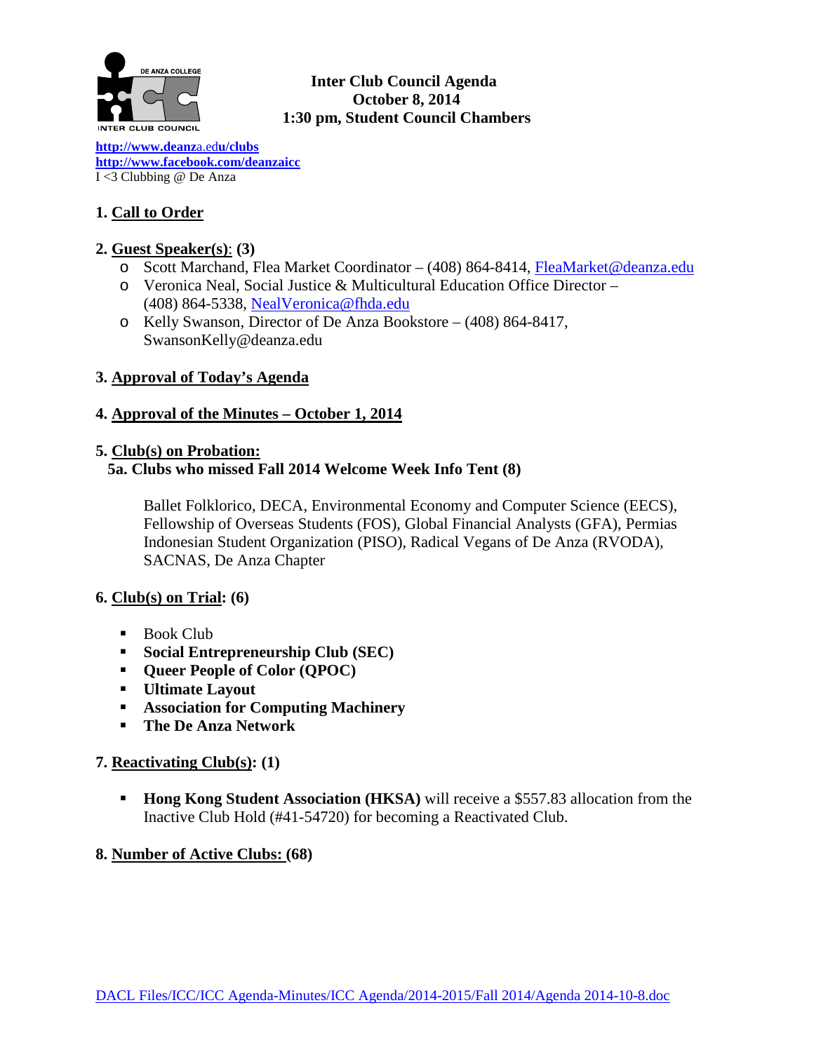**Inter Club Council Agenda**
**October 8, 2014**
**1:30 pm, Student Council Chambers**

http://www.deanza.edu/clubs
http://www.facebook.com/deanzaicc
I <3 Clubbing @ De Anza

**1. Call to Order**

**2. Guest Speaker(s): (3)**

- Scott Marchand, Flea Market Coordinator – (408) 864-8414, FleaMarket@deanza.edu
- Veronica Neal, Social Justice & Multicultural Education Office Director – (408) 864-5338, NealVeronica@fhda.edu
- Kelly Swanson, Director of De Anza Bookstore – (408) 864-8417, SwansonKelly@deanza.edu

**3. Approval of Today's Agenda**

**4. Approval of the Minutes – October 1, 2014**

**5. Club(s) on Probation:**

**5a. Clubs who missed Fall 2014 Welcome Week Info Tent (8)**

Ballet Folklorico, DECA, Environmental Economy and Computer Science (EECS), Fellowship of Overseas Students (FOS), Global Financial Analysts (GFA), Permias Indonesian Student Organization (PISO), Radical Vegans of De Anza (RVODA), SACNAS, De Anza Chapter

**6. Club(s) on Trial: (6)**

- Book Club
- **Social Entrepreneurship Club (SEC)**
- **Queer People of Color (QPOC)**
- **Ultimate Layout**
- **Association for Computing Machinery**
- **The De Anza Network**

**7. Reactivating Club(s): (1)**

- **Hong Kong Student Association (HKSA)** will receive a $557.83 allocation from the Inactive Club Hold (#41-54720) for becoming a Reactivated Club.

**8. Number of Active Clubs: (68)**

DACL Files/ICC/ICC Agenda-Minutes/ICC Agenda/2014-2015/Fall 2014/Agenda 2014-10-8.doc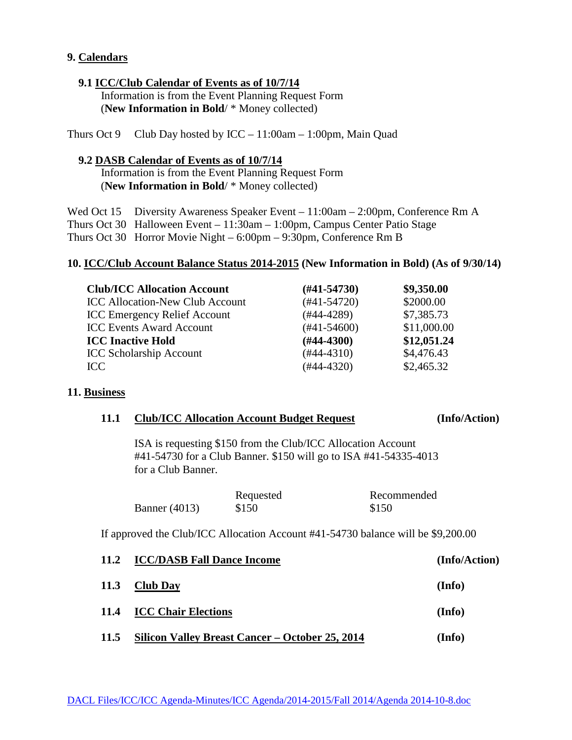## 9. Calendars

### 9.1 ICC/Club Calendar of Events as of 10/7/14

Information is from the Event Planning Request Form
(**New Information in Bold**/ * Money collected)

Thurs Oct 9 Club Day hosted by ICC – 11:00am – 1:00pm, Main Quad

### 9.2 DASB Calendar of Events as of 10/7/14

Information is from the Event Planning Request Form
(**New Information in Bold**/ * Money collected)

Wed Oct 15 Diversity Awareness Speaker Event – 11:00am – 2:00pm, Conference Rm A
Thurs Oct 30 Halloween Event – 11:30am – 1:00pm, Campus Center Patio Stage
Thurs Oct 30 Horror Movie Night – 6:00pm – 9:30pm, Conference Rm B

## 10. ICC/Club Account Balance Status 2014-2015 (New Information in Bold) (As of 9/30/14)

| | | |
|---|---|---|
| **Club/ICC Allocation Account** | **(#41-54730)** | **$9,350.00** |
| ICC Allocation-New Club Account | (#41-54720) | $2000.00 |
| ICC Emergency Relief Account | (#44-4289) | $7,385.73 |
| ICC Events Award Account | (#41-54600) | $11,000.00 |
| **ICC Inactive Hold** | **(#44-4300)** | **$12,051.24** |
| ICC Scholarship Account | (#44-4310) | $4,476.43 |
| ICC | (#44-4320) | $2,465.32 |

## 11. Business

### 11.1 Club/ICC Allocation Account Budget Request (Info/Action)

ISA is requesting $150 from the Club/ICC Allocation Account #41-54730 for a Club Banner. $150 will go to ISA #41-54335-4013 for a Club Banner.

| | Requested | Recommended |
|---|---|---|
| Banner (4013) | $150 | $150 |

If approved the Club/ICC Allocation Account #41-54730 balance will be $9,200.00

### 11.2 ICC/DASB Fall Dance Income (Info/Action)

### 11.3 Club Day (Info)

### 11.4 ICC Chair Elections (Info)

### 11.5 Silicon Valley Breast Cancer – October 25, 2014 (Info)

DACL Files/ICC/ICC Agenda-Minutes/ICC Agenda/2014-2015/Fall 2014/Agenda 2014-10-8.doc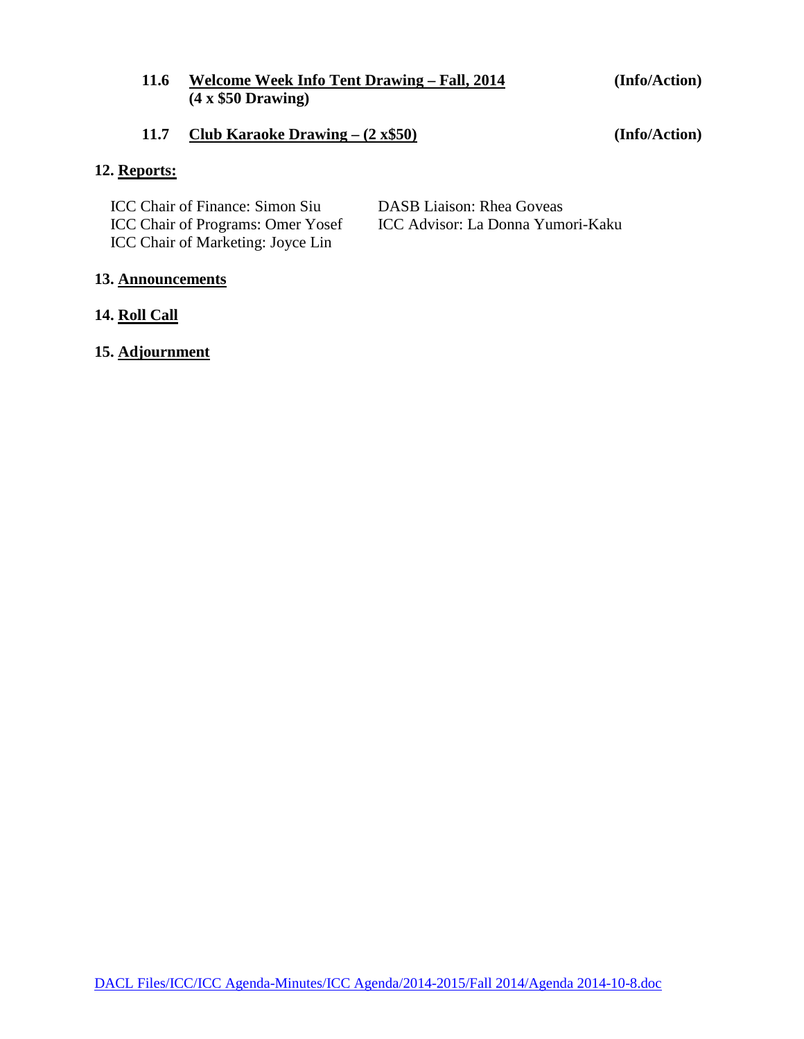**11.6 Welcome Week Info Tent Drawing – Fall, 2014 (4 x $50 Drawing)** **(Info/Action)**

**11.7 Club Karaoke Drawing – (2 x$50)** **(Info/Action)**

## 12. Reports:

ICC Chair of Finance: Simon Siu
ICC Chair of Programs: Omer Yosef
ICC Chair of Marketing: Joyce Lin
DASB Liaison: Rhea Goveas
ICC Advisor: La Donna Yumori-Kaku

## 13. Announcements

## 14. Roll Call

## 15. Adjournment

DACL Files/ICC/ICC Agenda-Minutes/ICC Agenda/2014-2015/Fall 2014/Agenda 2014-10-8.doc